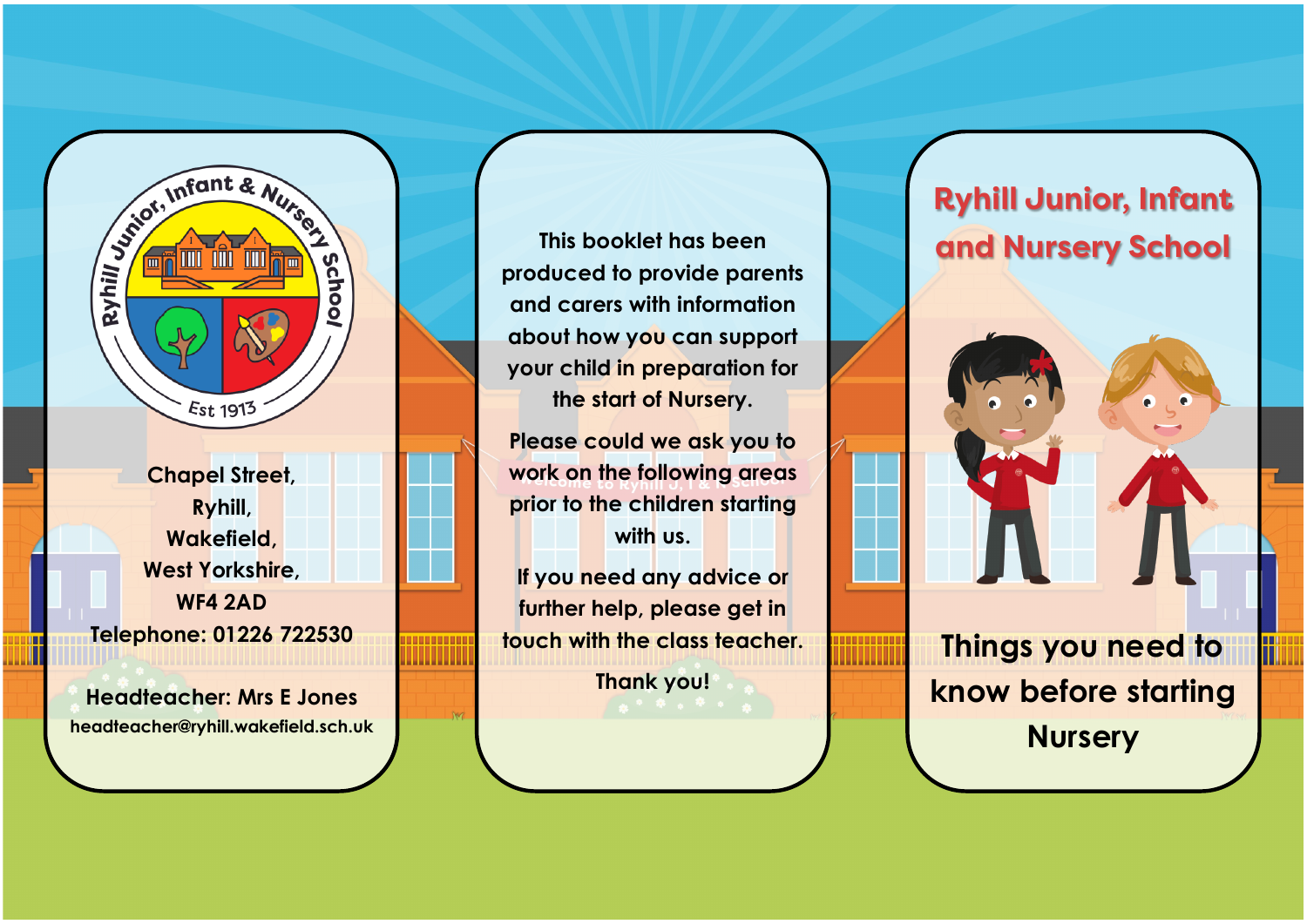Ryhill Junior, Infant & Nursery School

Est 1913

Chapel Street,
Ryhill,
Wakefield,
West Yorkshire,
WF4 2AD
Telephone: 01226 722530

Headteacher: Mrs E Jones
headteacher@ryhill.wakefield.sch.uk

This booklet has been produced to provide parents and carers with information about how you can support your child in preparation for the start of Nursery.

Please could we ask you to work on the following areas prior to the children starting with us.

If you need any advice or further help, please get in touch with the class teacher.

Thank you!

# Ryhill Junior, Infant and Nursery School

## Things you need to know before starting Nursery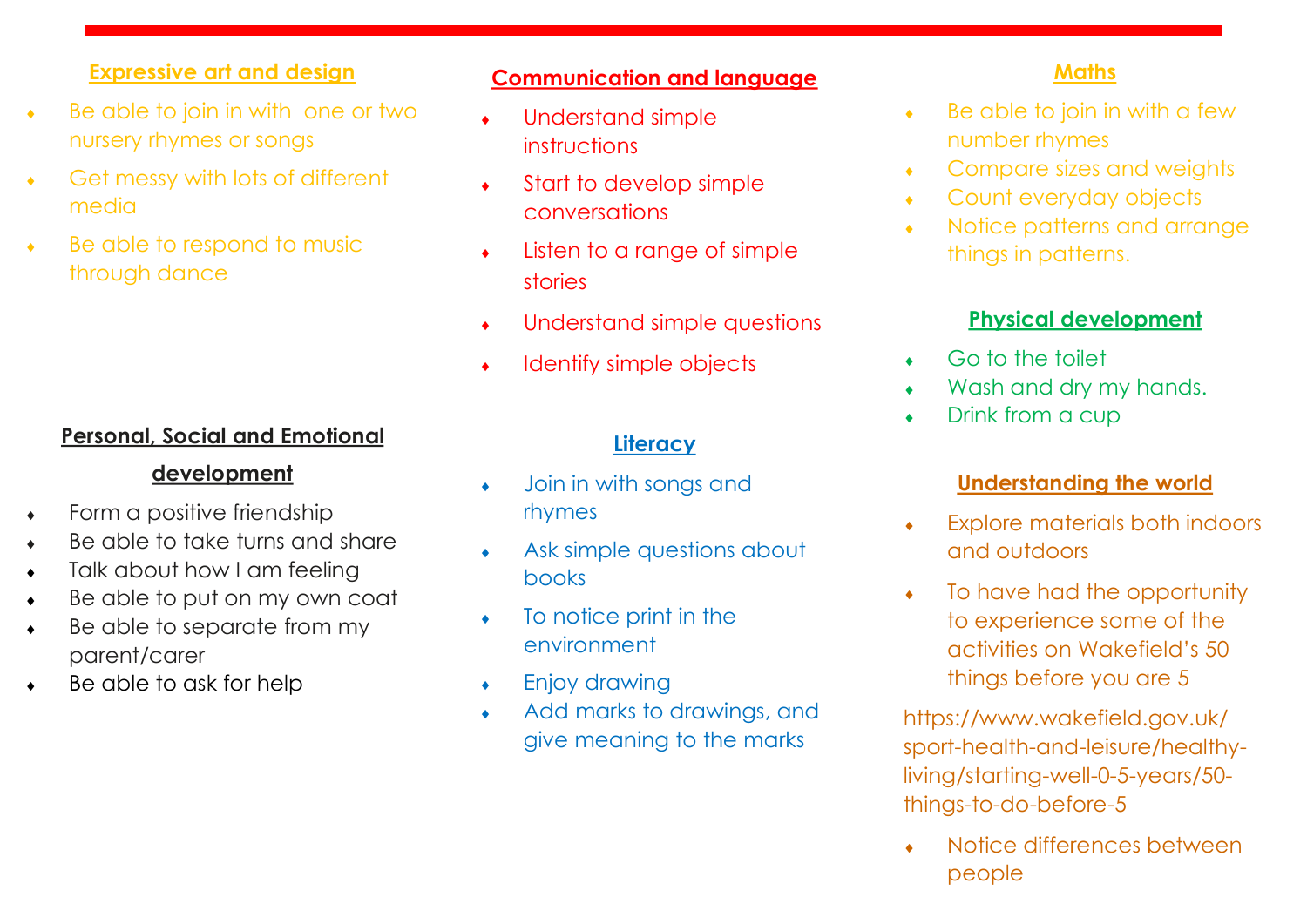## Expressive art and design

- Be able to join in with  one or two nursery rhymes or songs
- Get messy with lots of different media
- Be able to respond to music through dance

## Personal, Social and Emotional development

- Form a positive friendship
- Be able to take turns and share
- Talk about how I am feeling
- Be able to put on my own coat
- Be able to separate from my parent/carer
- Be able to ask for help

## Communication and language

- Understand simple instructions
- Start to develop simple conversations
- Listen to a range of simple stories
- Understand simple questions
- Identify simple objects

## Literacy

- Join in with songs and rhymes
- Ask simple questions about books
- To notice print in the environment
- Enjoy drawing
- Add marks to drawings, and give meaning to the marks

## Maths

- Be able to join in with a few number rhymes
- Compare sizes and weights
- Count everyday objects
- Notice patterns and arrange things in patterns.

## Physical development

- Go to the toilet
- Wash and dry my hands.
- Drink from a cup

## Understanding the world

- Explore materials both indoors and outdoors
- To have had the opportunity to experience some of the activities on Wakefield's 50 things before you are 5

https://www.wakefield.gov.uk/sport-health-and-leisure/healthy-living/starting-well-0-5-years/50-things-to-do-before-5

- Notice differences between people